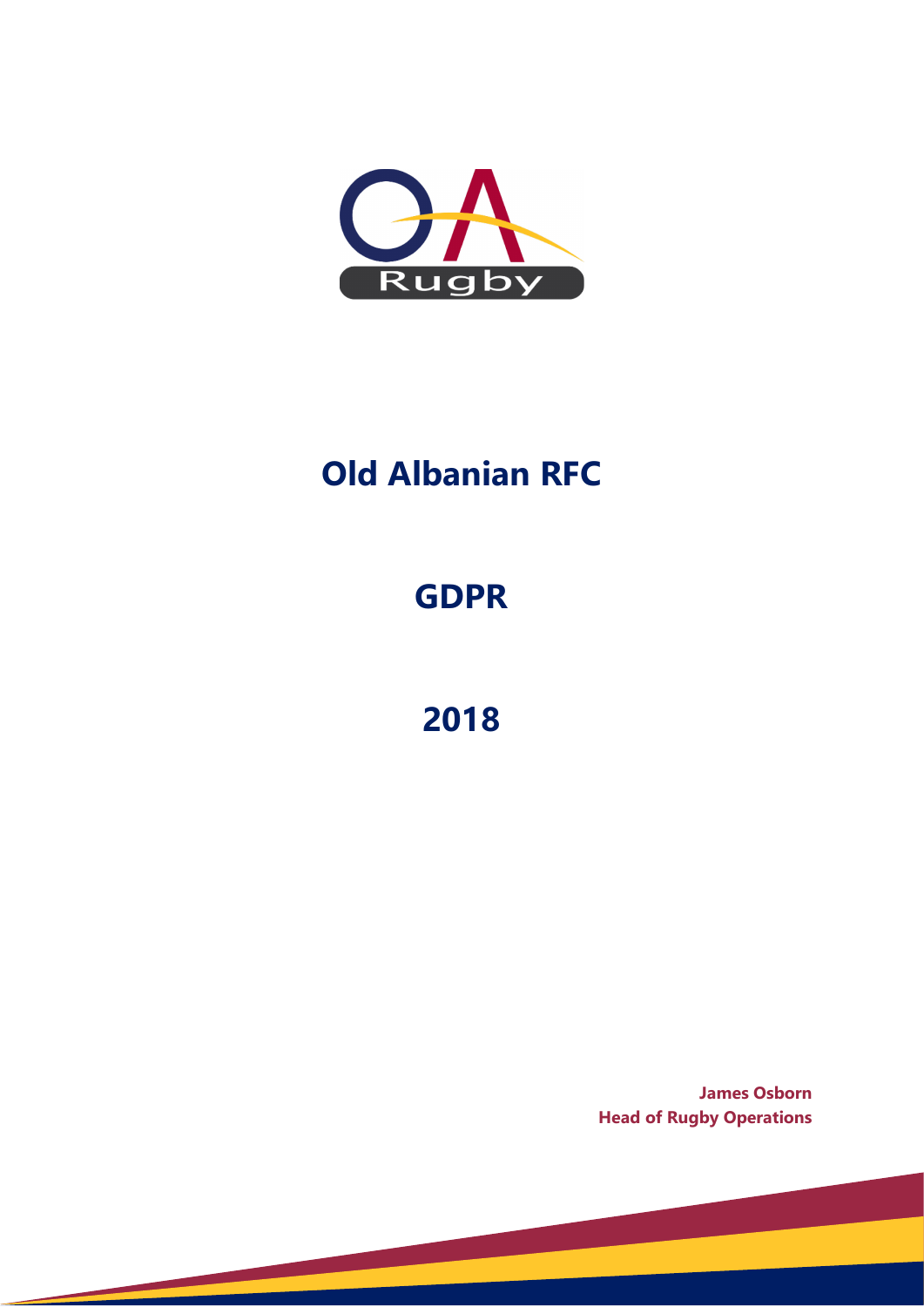# Old Albanian RFC

## GDPR

## 2018

**James Osborn**
**Head of Rugby Operations**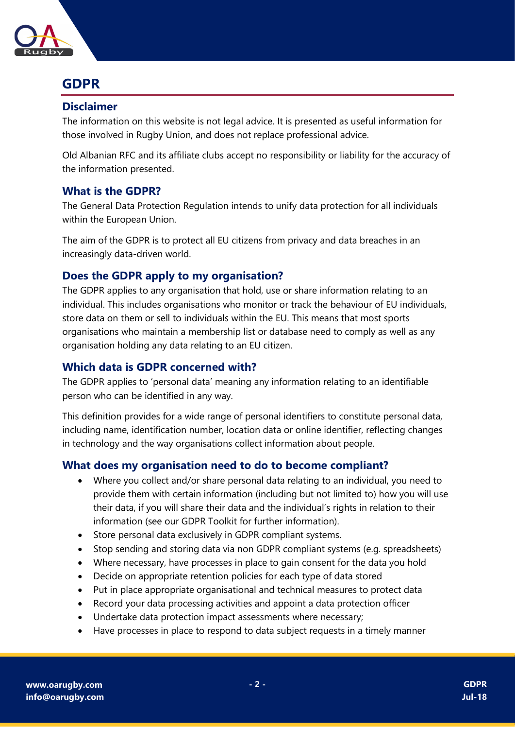# GDPR

## Disclaimer

The information on this website is not legal advice. It is presented as useful information for those involved in Rugby Union, and does not replace professional advice.

Old Albanian RFC and its affiliate clubs accept no responsibility or liability for the accuracy of the information presented.

## What is the GDPR?

The General Data Protection Regulation intends to unify data protection for all individuals within the European Union.

The aim of the GDPR is to protect all EU citizens from privacy and data breaches in an increasingly data-driven world.

## Does the GDPR apply to my organisation?

The GDPR applies to any organisation that hold, use or share information relating to an individual. This includes organisations who monitor or track the behaviour of EU individuals, store data on them or sell to individuals within the EU. This means that most sports organisations who maintain a membership list or database need to comply as well as any organisation holding any data relating to an EU citizen.

## Which data is GDPR concerned with?

The GDPR applies to 'personal data' meaning any information relating to an identifiable person who can be identified in any way.

This definition provides for a wide range of personal identifiers to constitute personal data, including name, identification number, location data or online identifier, reflecting changes in technology and the way organisations collect information about people.

## What does my organisation need to do to become compliant?

- Where you collect and/or share personal data relating to an individual, you need to provide them with certain information (including but not limited to) how you will use their data, if you will share their data and the individual's rights in relation to their information (see our GDPR Toolkit for further information).
- Store personal data exclusively in GDPR compliant systems.
- Stop sending and storing data via non GDPR compliant systems (e.g. spreadsheets)
- Where necessary, have processes in place to gain consent for the data you hold
- Decide on appropriate retention policies for each type of data stored
- Put in place appropriate organisational and technical measures to protect data
- Record your data processing activities and appoint a data protection officer
- Undertake data protection impact assessments where necessary;
- Have processes in place to respond to data subject requests in a timely manner